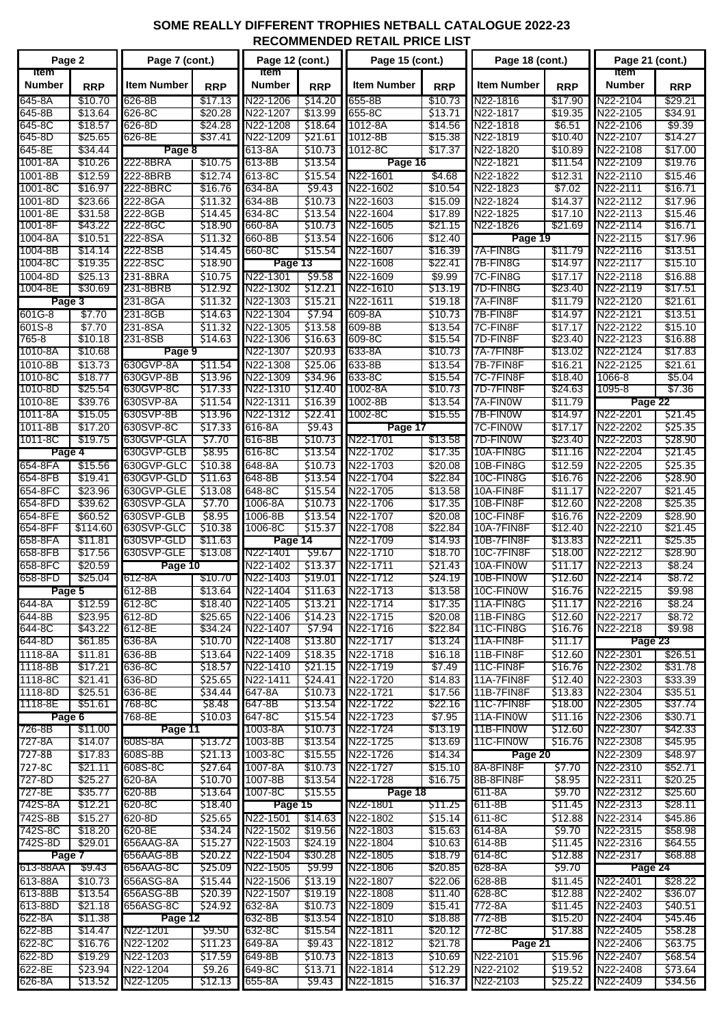# SOME REALLY DIFFERENT TROPHIES NETBALL CATALOGUE 2022-23
## RECOMMENDED RETAIL PRICE LIST

| Item Number | RRP |
|---|---|
| **Page 2** | |
| 645-8A | $10.70 |
| 645-8B | $13.64 |
| 645-8C | $18.57 |
| 645-8D | $25.65 |
| 645-8E | $34.44 |
| 1001-8A | $10.26 |
| 1001-8B | $12.59 |
| 1001-8C | $16.97 |
| 1001-8D | $23.66 |
| 1001-8E | $31.58 |
| 1001-8F | $43.22 |
| 1004-8A | $10.51 |
| 1004-8B | $14.14 |
| 1004-8C | $19.35 |
| 1004-8D | $25.13 |
| 1004-8E | $30.69 |
| **Page 3** | |
| 601G-8 | $7.70 |
| 601S-8 | $7.70 |
| 765-8 | $10.18 |
| 1010-8A | $10.68 |
| 1010-8B | $13.73 |
| 1010-8C | $18.77 |
| 1010-8D | $25.54 |
| 1010-8E | $39.76 |
| 1011-8A | $15.05 |
| 1011-8B | $17.20 |
| 1011-8C | $19.75 |
| **Page 4** | |
| 654-8FA | $15.56 |
| 654-8FB | $19.41 |
| 654-8FC | $23.96 |
| 654-8FD | $39.62 |
| 654-8FE | $60.52 |
| 654-8FF | $114.60 |
| 658-8FA | $11.81 |
| 658-8FB | $17.56 |
| 658-8FC | $20.59 |
| 658-8FD | $25.04 |
| **Page 5** | |
| 644-8A | $12.59 |
| 644-8B | $23.95 |
| 644-8C | $43.22 |
| 644-8D | $61.85 |
| 1118-8A | $11.81 |
| 1118-8B | $17.21 |
| 1118-8C | $21.41 |
| 1118-8D | $25.51 |
| 1118-8E | $51.61 |
| **Page 6** | |
| 726-8B | $11.00 |
| 727-8A | $14.07 |
| 727-8B | $17.83 |
| 727-8C | $21.11 |
| 727-8D | $25.27 |
| 727-8E | $35.77 |
| 742S-8A | $12.21 |
| 742S-8B | $15.27 |
| 742S-8C | $18.20 |
| 742S-8D | $29.01 |
| **Page 7** | |
| 613-88AA | $9.43 |
| 613-88A | $10.73 |
| 613-88B | $13.54 |
| 613-88D | $21.18 |
| 622-8A | $11.38 |
| 622-8B | $14.47 |
| 622-8C | $16.76 |
| 622-8D | $19.29 |
| 622-8E | $23.94 |
| 626-8A | $13.52 |
| **Page 7 (cont.)** | |
| 626-8B | $17.13 |
| 626-8C | $20.28 |
| 626-8D | $24.28 |
| 626-8E | $37.41 |
| **Page 8** | |
| 222-8BRA | $10.75 |
| 222-8BRB | $12.74 |
| 222-8BRC | $16.76 |
| 222-8GA | $11.32 |
| 222-8GB | $14.45 |
| 222-8GC | $18.90 |
| 222-8SA | $11.32 |
| 222-8SB | $14.45 |
| 222-8SC | $18.90 |
| 231-8BRA | $10.75 |
| 231-8BRB | $12.92 |
| 231-8GA | $11.32 |
| 231-8GB | $14.63 |
| 231-8SA | $11.32 |
| 231-8SB | $14.63 |
| **Page 9** | |
| 630GVP-8A | $11.54 |
| 630GVP-8B | $13.96 |
| 630GVP-8C | $17.33 |
| 630SVP-8A | $11.54 |
| 630SVP-8B | $13.96 |
| 630SVP-8C | $17.33 |
| 630GVP-GLA | $7.70 |
| 630GVP-GLB | $8.95 |
| 630GVP-GLC | $10.38 |
| 630GVP-GLD | $11.63 |
| 630GVP-GLE | $13.08 |
| 630SVP-GLA | $7.70 |
| 630SVP-GLB | $8.95 |
| 630SVP-GLC | $10.38 |
| 630SVP-GLD | $11.63 |
| 630SVP-GLE | $13.08 |
| **Page 10** | |
| 612-8A | $10.70 |
| 612-8B | $13.64 |
| 612-8C | $18.40 |
| 612-8D | $25.65 |
| 612-8E | $34.24 |
| 636-8A | $10.70 |
| 636-8B | $13.64 |
| 636-8C | $18.57 |
| 636-8D | $25.65 |
| 636-8E | $34.44 |
| 768-8C | $8.48 |
| 768-8E | $10.03 |
| **Page 11** | |
| 608S-8A | $13.72 |
| 608S-8B | $21.13 |
| 608S-8C | $27.64 |
| 620-8A | $10.70 |
| 620-8B | $13.64 |
| 620-8C | $18.40 |
| 620-8D | $25.65 |
| 620-8E | $34.24 |
| 656AAG-8A | $15.27 |
| 656AAG-8B | $20.22 |
| 656AAG-8C | $25.09 |
| 656ASG-8A | $15.44 |
| 656ASG-8B | $20.39 |
| 656ASG-8C | $24.92 |
| **Page 12** | |
| N22-1201 | $9.50 |
| N22-1202 | $11.23 |
| N22-1203 | $17.59 |
| N22-1204 | $9.26 |
| N22-1205 | $12.13 |
| **Page 12 (cont.)** | |
| N22-1206 | $14.20 |
| N22-1207 | $13.99 |
| N22-1208 | $18.64 |
| N22-1209 | $21.61 |
| 613-8A | $10.73 |
| 613-8B | $13.54 |
| 613-8C | $15.54 |
| 634-8A | $9.43 |
| 634-8B | $10.73 |
| 634-8C | $13.54 |
| 660-8A | $10.73 |
| 660-8B | $13.54 |
| 660-8C | $15.54 |
| **Page 13** | |
| N22-1301 | $9.58 |
| N22-1302 | $12.21 |
| N22-1303 | $15.21 |
| N22-1304 | $7.94 |
| N22-1305 | $13.58 |
| N22-1306 | $16.63 |
| N22-1307 | $20.93 |
| N22-1308 | $25.06 |
| N22-1309 | $34.96 |
| N22-1310 | $12.40 |
| N22-1311 | $16.39 |
| N22-1312 | $22.41 |
| 616-8A | $9.43 |
| 616-8B | $10.73 |
| 616-8C | $13.54 |
| 648-8A | $10.73 |
| 648-8B | $13.54 |
| 648-8C | $15.54 |
| 1006-8A | $10.73 |
| 1006-8B | $13.54 |
| 1006-8C | $15.37 |
| **Page 14** | |
| N22-1401 | $9.67 |
| N22-1402 | $13.37 |
| N22-1403 | $19.01 |
| N22-1404 | $11.63 |
| N22-1405 | $13.21 |
| N22-1406 | $14.23 |
| N22-1407 | $7.94 |
| N22-1408 | $13.80 |
| N22-1409 | $18.35 |
| N22-1410 | $21.15 |
| N22-1411 | $24.41 |
| 647-8A | $10.73 |
| 647-8B | $13.54 |
| 647-8C | $15.54 |
| 1003-8A | $10.73 |
| 1003-8B | $13.54 |
| 1003-8C | $15.55 |
| 1007-8A | $10.73 |
| 1007-8B | $13.54 |
| 1007-8C | $15.55 |
| **Page 15** | |
| N22-1501 | $14.63 |
| N22-1502 | $19.56 |
| N22-1503 | $24.19 |
| N22-1504 | $30.28 |
| N22-1505 | $9.99 |
| N22-1506 | $13.19 |
| N22-1507 | $19.19 |
| 632-8A | $10.73 |
| 632-8B | $13.54 |
| 632-8C | $15.54 |
| 649-8A | $9.43 |
| 649-8B | $10.73 |
| 649-8C | $13.71 |
| 655-8A | $9.43 |
| **Page 15 (cont.)** | |
| 655-8B | $10.73 |
| 655-8C | $13.71 |
| 1012-8A | $14.56 |
| 1012-8B | $15.38 |
| 1012-8C | $17.37 |
| **Page 16** | |
| N22-1601 | $4.68 |
| N22-1602 | $10.54 |
| N22-1603 | $15.09 |
| N22-1604 | $17.89 |
| N22-1605 | $21.15 |
| N22-1606 | $12.40 |
| N22-1607 | $16.39 |
| N22-1608 | $22.41 |
| N22-1609 | $9.99 |
| N22-1610 | $13.19 |
| N22-1611 | $19.18 |
| 609-8A | $10.73 |
| 609-8B | $13.54 |
| 609-8C | $15.54 |
| 633-8A | $10.73 |
| 633-8B | $13.54 |
| 633-8C | $15.54 |
| 1002-8A | $10.73 |
| 1002-8B | $13.54 |
| 1002-8C | $15.55 |
| **Page 17** | |
| N22-1701 | $13.58 |
| N22-1702 | $17.35 |
| N22-1703 | $20.08 |
| N22-1704 | $22.84 |
| N22-1705 | $13.58 |
| N22-1706 | $17.35 |
| N22-1707 | $20.08 |
| N22-1708 | $22.84 |
| N22-1709 | $14.93 |
| N22-1710 | $18.70 |
| N22-1711 | $21.43 |
| N22-1712 | $24.19 |
| N22-1713 | $13.58 |
| N22-1714 | $17.35 |
| N22-1715 | $20.08 |
| N22-1716 | $22.84 |
| N22-1717 | $13.24 |
| N22-1718 | $16.18 |
| N22-1719 | $7.49 |
| N22-1720 | $14.83 |
| N22-1721 | $17.56 |
| N22-1722 | $22.16 |
| N22-1723 | $7.95 |
| N22-1724 | $13.19 |
| N22-1725 | $13.69 |
| N22-1726 | $14.34 |
| N22-1727 | $15.10 |
| N22-1728 | $16.75 |
| **Page 18** | |
| N22-1801 | $11.25 |
| N22-1802 | $15.14 |
| N22-1803 | $15.63 |
| N22-1804 | $10.63 |
| N22-1805 | $18.79 |
| N22-1806 | $20.85 |
| N22-1807 | $22.06 |
| N22-1808 | $11.40 |
| N22-1809 | $15.41 |
| N22-1810 | $18.88 |
| N22-1811 | $20.12 |
| N22-1812 | $21.78 |
| N22-1813 | $10.69 |
| N22-1814 | $12.29 |
| N22-1815 | $16.37 |
| **Page 18 (cont.)** | |
| N22-1816 | $17.90 |
| N22-1817 | $19.35 |
| N22-1818 | $6.51 |
| N22-1819 | $10.40 |
| N22-1820 | $10.89 |
| N22-1821 | $11.54 |
| N22-1822 | $12.31 |
| N22-1823 | $7.02 |
| N22-1824 | $14.37 |
| N22-1825 | $17.10 |
| N22-1826 | $21.69 |
| **Page 19** | |
| 7A-FIN8G | $11.79 |
| 7B-FIN8G | $14.97 |
| 7C-FIN8G | $17.17 |
| 7D-FIN8G | $23.40 |
| 7A-FIN8F | $11.79 |
| 7B-FIN8F | $14.97 |
| 7C-FIN8F | $17.17 |
| 7D-FIN8F | $23.40 |
| 7A-7FIN8F | $13.02 |
| 7B-7FIN8F | $16.21 |
| 7C-7FIN8F | $18.40 |
| 7D-7FIN8F | $24.63 |
| 7A-FIN0W | $11.79 |
| 7B-FIN0W | $14.97 |
| 7C-FIN0W | $17.17 |
| 7D-FIN0W | $23.40 |
| 10A-FIN8G | $11.16 |
| 10B-FIN8G | $12.59 |
| 10C-FIN8G | $16.76 |
| 10A-FIN8F | $11.17 |
| 10B-FIN8F | $12.60 |
| 10C-FIN8F | $16.76 |
| 10A-7FIN8F | $12.40 |
| 10B-7FIN8F | $13.83 |
| 10C-7FIN8F | $18.00 |
| 10A-FIN0W | $11.17 |
| 10B-FIN0W | $12.60 |
| 10C-FIN0W | $16.76 |
| 11A-FIN8G | $11.17 |
| 11B-FIN8G | $12.60 |
| 11C-FIN8G | $16.76 |
| 11A-FIN8F | $11.17 |
| 11B-FIN8F | $12.60 |
| 11C-FIN8F | $16.76 |
| 11A-7FIN8F | $12.40 |
| 11B-7FIN8F | $13.83 |
| 11C-7FIN8F | $18.00 |
| 11A-FIN0W | $11.16 |
| 11B-FIN0W | $12.60 |
| 11C-FIN0W | $16.76 |
| **Page 20** | |
| 8A-8FIN8F | $7.70 |
| 8B-8FIN8F | $8.95 |
| 611-8A | $9.70 |
| 611-8B | $11.45 |
| 611-8C | $12.88 |
| 614-8A | $9.70 |
| 614-8B | $11.45 |
| 614-8C | $12.88 |
| 628-8A | $9.70 |
| 628-8B | $11.45 |
| 628-8C | $12.88 |
| 772-8A | $11.45 |
| 772-8B | $15.20 |
| 772-8C | $17.88 |
| **Page 21** | |
| N22-2101 | $15.96 |
| N22-2102 | $19.52 |
| N22-2103 | $25.22 |
| **Page 21 (cont.)** | |
| N22-2104 | $29.21 |
| N22-2105 | $34.91 |
| N22-2106 | $9.39 |
| N22-2107 | $14.27 |
| N22-2108 | $17.00 |
| N22-2109 | $19.76 |
| N22-2110 | $15.46 |
| N22-2111 | $16.71 |
| N22-2112 | $17.96 |
| N22-2113 | $15.46 |
| N22-2114 | $16.71 |
| N22-2115 | $17.96 |
| N22-2116 | $13.51 |
| N22-2117 | $15.10 |
| N22-2118 | $16.88 |
| N22-2119 | $17.51 |
| N22-2120 | $21.61 |
| N22-2121 | $13.51 |
| N22-2122 | $15.10 |
| N22-2123 | $16.88 |
| N22-2124 | $17.83 |
| N22-2125 | $21.61 |
| 1066-8 | $5.04 |
| 1095-8 | $7.36 |
| **Page 22** | |
| N22-2201 | $21.45 |
| N22-2202 | $25.35 |
| N22-2203 | $28.90 |
| N22-2204 | $21.45 |
| N22-2205 | $25.35 |
| N22-2206 | $28.90 |
| N22-2207 | $21.45 |
| N22-2208 | $25.35 |
| N22-2209 | $28.90 |
| N22-2210 | $21.45 |
| N22-2211 | $25.35 |
| N22-2212 | $28.90 |
| N22-2213 | $8.24 |
| N22-2214 | $8.72 |
| N22-2215 | $9.98 |
| N22-2216 | $8.24 |
| N22-2217 | $8.72 |
| N22-2218 | $9.98 |
| **Page 23** | |
| N22-2301 | $26.51 |
| N22-2302 | $31.78 |
| N22-2303 | $33.39 |
| N22-2304 | $35.51 |
| N22-2305 | $37.74 |
| N22-2306 | $30.71 |
| N22-2307 | $42.33 |
| N22-2308 | $45.95 |
| N22-2309 | $48.97 |
| N22-2310 | $52.71 |
| N22-2311 | $20.25 |
| N22-2312 | $25.60 |
| N22-2313 | $28.11 |
| N22-2314 | $45.86 |
| N22-2315 | $58.98 |
| N22-2316 | $64.55 |
| N22-2317 | $68.88 |
| **Page 24** | |
| N22-2401 | $28.22 |
| N22-2402 | $36.07 |
| N22-2403 | $40.51 |
| N22-2404 | $45.46 |
| N22-2405 | $58.28 |
| N22-2406 | $63.75 |
| N22-2407 | $68.54 |
| N22-2408 | $73.64 |
| N22-2409 | $34.56 |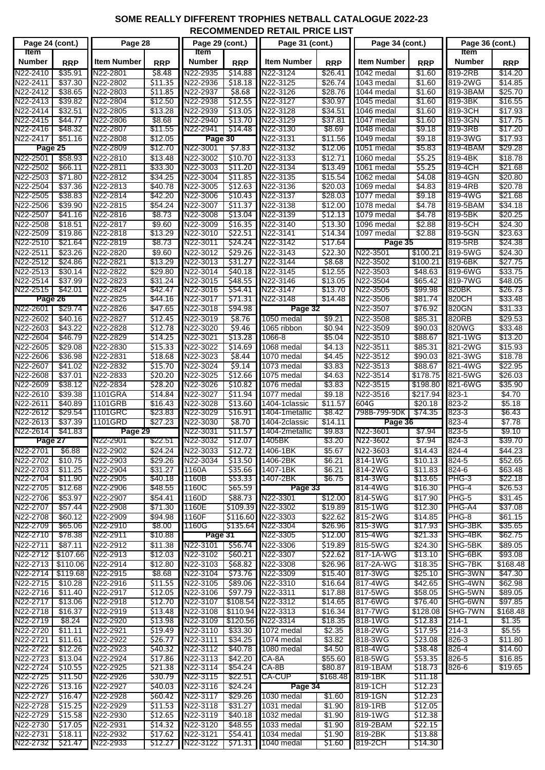## SOME REALLY DIFFERENT TROPHIES NETBALL CATALOGUE 2022-23
## RECOMMENDED RETAIL PRICE LIST

| Page 24 (cont.) | |
|---|---|
| Item Number | RRP |
| N22-2410 | $35.91 |
| N22-2411 | $37.30 |
| N22-2412 | $38.65 |
| N22-2413 | $39.82 |
| N22-2414 | $32.51 |
| N22-2415 | $44.77 |
| N22-2416 | $48.32 |
| N22-2417 | $51.16 |
| **Page 25** | |
| N22-2501 | $58.93 |
| N22-2502 | $66.11 |
| N22-2503 | $71.80 |
| N22-2504 | $37.36 |
| N22-2505 | $38.83 |
| N22-2506 | $39.90 |
| N22-2507 | $41.16 |
| N22-2508 | $18.51 |
| N22-2509 | $19.86 |
| N22-2510 | $21.64 |
| N22-2511 | $23.26 |
| N22-2512 | $24.86 |
| N22-2513 | $30.14 |
| N22-2514 | $37.99 |
| N22-2515 | $42.01 |
| **Page 26** | |
| N22-2601 | $29.74 |
| N22-2602 | $40.16 |
| N22-2603 | $43.22 |
| N22-2604 | $46.79 |
| N22-2605 | $29.08 |
| N22-2606 | $36.98 |
| N22-2607 | $41.02 |
| N22-2608 | $37.01 |
| N22-2609 | $38.12 |
| N22-2610 | $39.38 |
| N22-2611 | $40.89 |
| N22-2612 | $29.54 |
| N22-2613 | $37.39 |
| N22-2614 | $41.83 |
| **Page 27** | |
| N22-2701 | $6.88 |
| N22-2702 | $10.75 |
| N22-2703 | $11.25 |
| N22-2704 | $11.90 |
| N22-2705 | $12.68 |
| N22-2706 | $53.97 |
| N22-2707 | $57.44 |
| N22-2708 | $60.12 |
| N22-2709 | $65.06 |
| N22-2710 | $78.38 |
| N22-2711 | $87.11 |
| N22-2712 | $107.66 |
| N22-2713 | $110.06 |
| N22-2714 | $119.68 |
| N22-2715 | $10.28 |
| N22-2716 | $11.40 |
| N22-2717 | $13.06 |
| N22-2718 | $16.37 |
| N22-2719 | $8.24 |
| N22-2720 | $11.11 |
| N22-2721 | $11.61 |
| N22-2722 | $12.26 |
| N22-2723 | $13.04 |
| N22-2724 | $10.55 |
| N22-2725 | $11.50 |
| N22-2726 | $13.16 |
| N22-2727 | $16.47 |
| N22-2728 | $15.25 |
| N22-2729 | $15.58 |
| N22-2730 | $17.05 |
| N22-2731 | $18.11 |
| N22-2732 | $21.47 |

| Page 28 | |
|---|---|
| Item Number | RRP |
| N22-2801 | $8.48 |
| N22-2802 | $11.35 |
| N22-2803 | $11.85 |
| N22-2804 | $12.50 |
| N22-2805 | $13.28 |
| N22-2806 | $8.68 |
| N22-2807 | $11.55 |
| N22-2808 | $12.05 |
| N22-2809 | $12.70 |
| N22-2810 | $13.48 |
| N22-2811 | $33.30 |
| N22-2812 | $34.25 |
| N22-2813 | $40.78 |
| N22-2814 | $42.20 |
| N22-2815 | $54.24 |
| N22-2816 | $8.73 |
| N22-2817 | $9.60 |
| N22-2818 | $13.29 |
| N22-2819 | $8.73 |
| N22-2820 | $9.60 |
| N22-2821 | $13.29 |
| N22-2822 | $29.80 |
| N22-2823 | $31.24 |
| N22-2824 | $42.47 |
| N22-2825 | $44.16 |
| N22-2826 | $47.65 |
| N22-2827 | $12.45 |
| N22-2828 | $12.78 |
| N22-2829 | $14.25 |
| N22-2830 | $15.33 |
| N22-2831 | $18.68 |
| N22-2832 | $15.70 |
| N22-2833 | $20.20 |
| N22-2834 | $28.20 |
| 1101GRA | $14.84 |
| 1101GRB | $16.43 |
| 1101GRC | $23.83 |
| 1101GRD | $27.23 |
| **Page 29** | |
| N22-2901 | $22.51 |
| N22-2902 | $24.24 |
| N22-2903 | $29.26 |
| N22-2904 | $31.27 |
| N22-2905 | $40.18 |
| N22-2906 | $48.55 |
| N22-2907 | $54.41 |
| N22-2908 | $71.30 |
| N22-2909 | $94.98 |
| N22-2910 | $8.00 |
| N22-2911 | $10.88 |
| N22-2912 | $11.38 |
| N22-2913 | $12.03 |
| N22-2914 | $12.80 |
| N22-2915 | $8.68 |
| N22-2916 | $11.55 |
| N22-2917 | $12.05 |
| N22-2918 | $12.70 |
| N22-2919 | $13.48 |
| N22-2920 | $13.98 |
| N22-2921 | $19.49 |
| N22-2922 | $26.77 |
| N22-2923 | $40.32 |
| N22-2924 | $17.86 |
| N22-2925 | $21.38 |
| N22-2926 | $30.79 |
| N22-2927 | $40.03 |
| N22-2928 | $60.42 |
| N22-2929 | $11.53 |
| N22-2930 | $12.65 |
| N22-2931 | $14.32 |
| N22-2932 | $17.62 |
| N22-2933 | $12.27 |

| Page 29 (cont.) | |
|---|---|
| Item Number | RRP |
| N22-2935 | $14.88 |
| N22-2936 | $18.18 |
| N22-2937 | $8.68 |
| N22-2938 | $12.55 |
| N22-2939 | $13.05 |
| N22-2940 | $13.70 |
| N22-2941 | $14.48 |
| **Page 30** | |
| N22-3001 | $7.83 |
| N22-3002 | $10.70 |
| N22-3003 | $11.20 |
| N22-3004 | $11.85 |
| N22-3005 | $12.63 |
| N22-3006 | $10.43 |
| N22-3007 | $11.37 |
| N22-3008 | $13.04 |
| N22-3009 | $16.35 |
| N22-3010 | $22.51 |
| N22-3011 | $24.24 |
| N22-3012 | $29.26 |
| N22-3013 | $31.27 |
| N22-3014 | $40.18 |
| N22-3015 | $48.55 |
| N22-3016 | $54.41 |
| N22-3017 | $71.31 |
| N22-3018 | $94.98 |
| N22-3019 | $8.76 |
| N22-3020 | $9.46 |
| N22-3021 | $13.28 |
| N22-3022 | $14.69 |
| N22-3023 | $8.44 |
| N22-3024 | $9.14 |
| N22-3025 | $12.66 |
| N22-3026 | $10.82 |
| N22-3027 | $11.94 |
| N22-3028 | $13.60 |
| N22-3029 | $16.91 |
| N22-3030 | $8.70 |
| N22-3031 | $11.57 |
| N22-3032 | $12.07 |
| N22-3033 | $12.72 |
| N22-3034 | $13.50 |
| 1160A | $35.66 |
| 1160B | $53.33 |
| 1160C | $65.59 |
| 1160D | $88.73 |
| 1160E | $109.39 |
| 1160F | $116.60 |
| 1160G | $135.64 |
| **Page 31** | |
| N22-3101 | $56.74 |
| N22-3102 | $60.21 |
| N22-3103 | $68.82 |
| N22-3104 | $73.76 |
| N22-3105 | $89.06 |
| N22-3106 | $97.79 |
| N22-3107 | $108.54 |
| N22-3108 | $110.94 |
| N22-3109 | $120.56 |
| N22-3110 | $33.30 |
| N22-3111 | $34.25 |
| N22-3112 | $40.78 |
| N22-3113 | $42.20 |
| N22-3114 | $54.24 |
| N22-3115 | $22.51 |
| N22-3116 | $24.24 |
| N22-3117 | $29.26 |
| N22-3118 | $31.27 |
| N22-3119 | $40.18 |
| N22-3120 | $48.55 |
| N22-3121 | $54.41 |
| N22-3122 | $71.31 |

| Page 31 (cont.) | |
|---|---|
| Item Number | RRP |
| N22-3124 | $26.41 |
| N22-3125 | $26.74 |
| N22-3126 | $28.76 |
| N22-3127 | $30.97 |
| N22-3128 | $34.51 |
| N22-3129 | $37.81 |
| N22-3130 | $8.69 |
| N22-3131 | $11.56 |
| N22-3132 | $12.06 |
| N22-3133 | $12.71 |
| N22-3134 | $13.49 |
| N22-3135 | $15.54 |
| N22-3136 | $20.03 |
| N22-3137 | $28.03 |
| N22-3138 | $12.00 |
| N22-3139 | $12.13 |
| N22-3140 | $13.30 |
| N22-3141 | $14.34 |
| N22-3142 | $17.64 |
| N22-3143 | $22.30 |
| N22-3144 | $8.68 |
| N22-3145 | $12.55 |
| N22-3146 | $13.05 |
| N22-3147 | $13.70 |
| N22-3148 | $14.48 |
| **Page 32** | |
| 1050 medal | $9.21 |
| 1065 ribbon | $0.94 |
| 1066-8 | $5.04 |
| 1068 medal | $4.13 |
| 1070 medal | $4.45 |
| 1073 medal | $3.83 |
| 1075 medal | $4.63 |
| 1076 medal | $3.83 |
| 1077 medal | $9.18 |
| 1404-1classic | $11.57 |
| 1404-1metallic | $8.42 |
| 1404-2classic | $14.11 |
| 1404-2metallic | $9.83 |
| 1405BK | $3.20 |
| 1406-1BK | $5.67 |
| 1406-2BK | $6.21 |
| 1407-1BK | $6.21 |
| 1407-2BK | $6.75 |
| **Page 33** | |
| N22-3301 | $12.00 |
| N22-3302 | $19.89 |
| N22-3303 | $22.62 |
| N22-3304 | $26.96 |
| N22-3305 | $12.00 |
| N22-3306 | $19.89 |
| N22-3307 | $22.62 |
| N22-3308 | $26.96 |
| N22-3309 | $15.40 |
| N22-3310 | $16.64 |
| N22-3311 | $17.88 |
| N22-3312 | $14.65 |
| N22-3313 | $16.34 |
| N22-3314 | $18.35 |
| 1072 medal | $2.35 |
| 1074 medal | $3.82 |
| 1080 medal | $4.50 |
| CA-8A | $55.60 |
| CA-8B | $80.87 |
| CA-CUP | $168.48 |
| **Page 34** | |
| 1030 medal | $1.60 |
| 1031 medal | $1.90 |
| 1032 medal | $1.90 |
| 1033 medal | $1.90 |
| 1034 medal | $1.90 |
| 1040 medal | $1.60 |

| Page 34 (cont.) | |
|---|---|
| Item Number | RRP |
| 1042 medal | $1.60 |
| 1043 medal | $1.60 |
| 1044 medal | $1.60 |
| 1045 medal | $1.60 |
| 1046 medal | $1.60 |
| 1047 medal | $1.60 |
| 1048 medal | $9.18 |
| 1049 medal | $9.18 |
| 1051 medal | $5.83 |
| 1060 medal | $5.25 |
| 1061 medal | $5.25 |
| 1062 medal | $4.08 |
| 1069 medal | $4.83 |
| 1077 medal | $9.18 |
| 1078 medal | $4.78 |
| 1079 medal | $4.78 |
| 1096 medal | $2.88 |
| 1097 medal | $2.88 |
| **Page 35** | |
| N22-3501 | $100.21 |
| N22-3502 | $100.21 |
| N22-3503 | $48.63 |
| N22-3504 | $65.42 |
| N22-3505 | $99.98 |
| N22-3506 | $81.74 |
| N22-3507 | $76.92 |
| N22-3508 | $85.31 |
| N22-3509 | $90.03 |
| N22-3510 | $88.67 |
| N22-3511 | $85.31 |
| N22-3512 | $90.03 |
| N22-3513 | $88.67 |
| N22-3514 | $178.75 |
| N22-3515 | $198.80 |
| N22-3516 | $217.94 |
| 604G | $20.18 |
| 798B-799-9DK | $74.35 |
| **Page 36** | |
| N22-3601 | $7.94 |
| N22-3602 | $7.94 |
| N22-3603 | $14.43 |
| 814-1WG | $10.13 |
| 814-2WG | $11.83 |
| 814-3WG | $13.65 |
| 814-4WG | $16.30 |
| 814-5WG | $17.90 |
| 815-1WG | $12.30 |
| 815-2WG | $14.85 |
| 815-3WG | $17.93 |
| 815-4WG | $21.33 |
| 815-5WG | $24.30 |
| 817-1A-WG | $13.10 |
| 817-2A-WG | $18.35 |
| 817-3WG | $25.10 |
| 817-4WG | $42.65 |
| 817-5WG | $58.05 |
| 817-6WG | $76.40 |
| 817-7WG | $128.08 |
| 818-1WG | $12.83 |
| 818-2WG | $17.95 |
| 818-3WG | $23.08 |
| 818-4WG | $38.48 |
| 818-5WG | $53.35 |
| 819-1BAM | $18.73 |
| 819-1BK | $11.18 |
| 819-1CH | $12.23 |
| 819-1GN | $12.23 |
| 819-1RB | $12.05 |
| 819-1WG | $12.38 |
| 819-2BAM | $22.15 |
| 819-2BK | $13.88 |
| 819-2CH | $14.30 |

| Page 36 (cont.) | |
|---|---|
| Item Number | RRP |
| 819-2RB | $14.20 |
| 819-2WG | $14.85 |
| 819-3BAM | $25.70 |
| 819-3BK | $16.55 |
| 819-3CH | $17.93 |
| 819-3GN | $17.75 |
| 819-3RB | $17.20 |
| 819-3WG | $17.93 |
| 819-4BAM | $29.28 |
| 819-4BK | $18.78 |
| 819-4CH | $21.68 |
| 819-4GN | $20.80 |
| 819-4RB | $20.78 |
| 819-4WG | $21.68 |
| 819-5BAM | $34.18 |
| 819-5BK | $20.25 |
| 819-5CH | $24.30 |
| 819-5GN | $23.63 |
| 819-5RB | $24.38 |
| 819-5WG | $24.30 |
| 819-6BK | $27.75 |
| 819-6WG | $33.75 |
| 819-7WG | $48.05 |
| 820BK | $26.73 |
| 820CH | $33.48 |
| 820GN | $31.33 |
| 820RB | $29.53 |
| 820WG | $33.48 |
| 821-1WG | $13.20 |
| 821-2WG | $15.93 |
| 821-3WG | $18.78 |
| 821-4WG | $22.95 |
| 821-5WG | $26.03 |
| 821-6WG | $35.90 |
| 823-1 | $4.70 |
| 823-2 | $5.18 |
| 823-3 | $6.43 |
| 823-4 | $7.78 |
| 823-5 | $9.10 |
| 824-3 | $39.70 |
| 824-4 | $44.23 |
| 824-5 | $52.65 |
| 824-6 | $63.48 |
| PHG-3 | $22.18 |
| PHG-4 | $26.53 |
| PHG-5 | $31.45 |
| PHG-A4 | $37.08 |
| PHG-8 | $61.15 |
| SHG-3BK | $35.65 |
| SHG-4BK | $62.75 |
| SHG-5BK | $89.05 |
| SHG-6BK | $93.08 |
| SHG-7BK | $168.48 |
| SHG-3WN | $47.30 |
| SHG-4WN | $62.98 |
| SHG-5WN | $89.05 |
| SHG-6WN | $97.85 |
| SHG-7WN | $168.48 |
| 214-1 | $1.35 |
| 214-3 | $5.55 |
| 826-3 | $11.80 |
| 826-4 | $14.60 |
| 826-5 | $16.85 |
| 826-6 | $19.65 |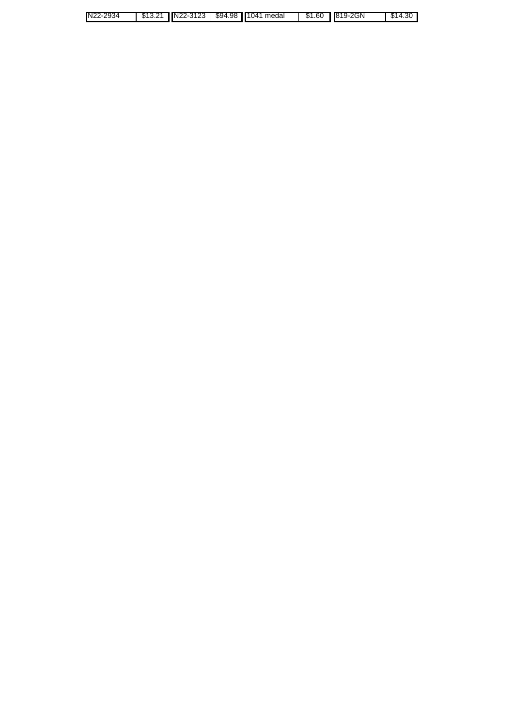| | | | | | | | |
|---|---|---|---|---|---|---|---|
| N22-2934 | $13.21 | N22-3123 | $94.98 | 1041 medal | $1.60 | 819-2GN | $14.30 |